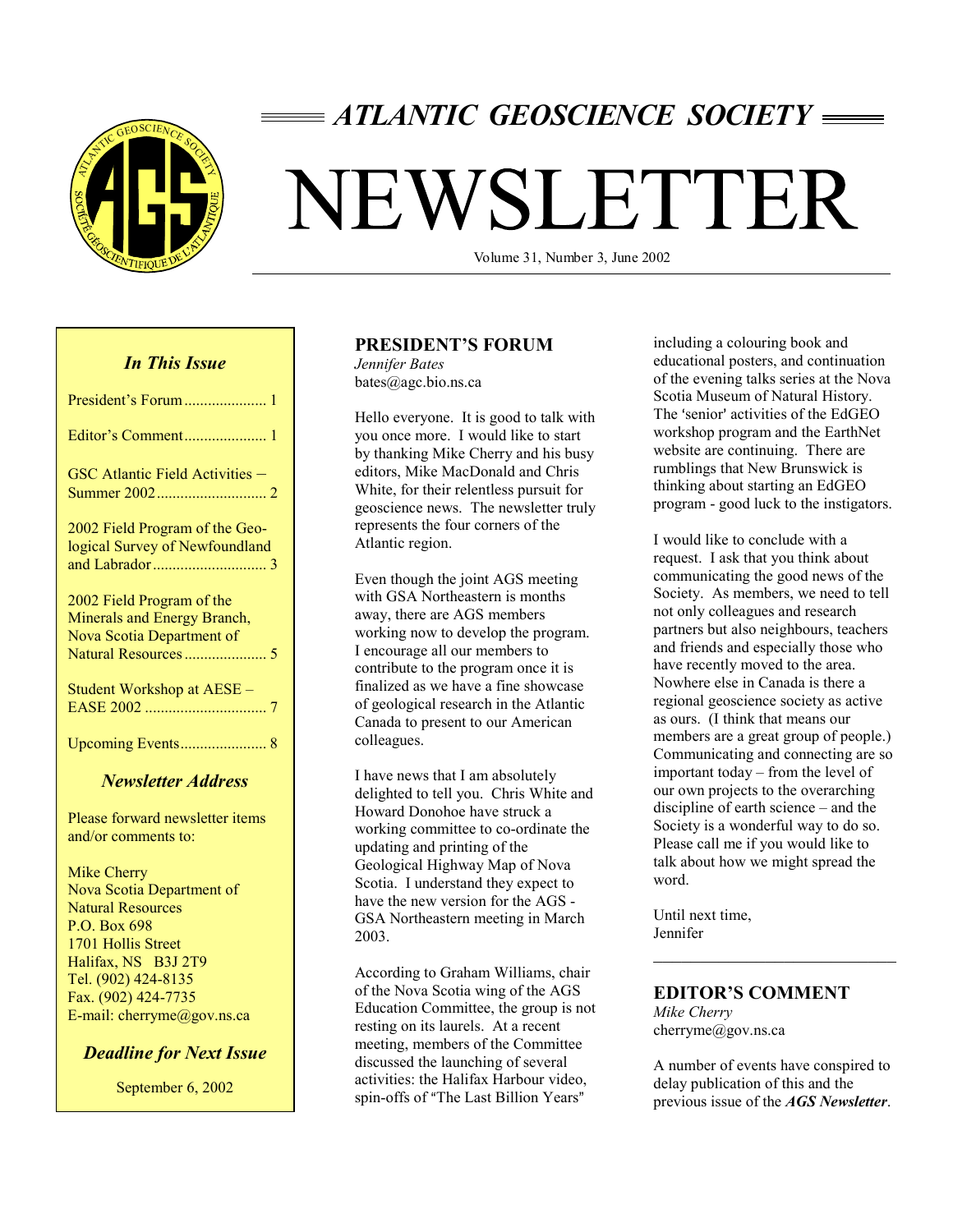# ATLANTIC GEOSCIENCE SOCIETY

# NEWSLETTER

Volume 31, Number 3, June 2002

### *In This Issue*

President's Forum ..................... 1

Editor's Comment ..................... 1

GSC Atlantic Field Activities – Summer 2002 ............................ 2

2002 Field Program of the Geological Survey of Newfoundland and Labrador ............................ 3

2002 Field Program of the Minerals and Energy Branch, Nova Scotia Department of Natural Resources ..................... 5

Student Workshop at AESE – EASE 2002 ............................... 7

Upcoming Events ...................... 8

### *Newsletter Address*

Please forward newsletter items and/or comments to:

Mike Cherry
Nova Scotia Department of Natural Resources
P.O. Box 698
1701 Hollis Street
Halifax, NS B3J 2T9
Tel. (902) 424-8135
Fax. (902) 424-7735
E-mail: cherryme@gov.ns.ca

### *Deadline for Next Issue*

September 6, 2002

## PRESIDENT'S FORUM

*Jennifer Bates*
bates@agc.bio.ns.ca

Hello everyone. It is good to talk with you once more. I would like to start by thanking Mike Cherry and his busy editors, Mike MacDonald and Chris White, for their relentless pursuit for geoscience news. The newsletter truly represents the four corners of the Atlantic region.

Even though the joint AGS meeting with GSA Northeastern is months away, there are AGS members working now to develop the program. I encourage all our members to contribute to the program once it is finalized as we have a fine showcase of geological research in the Atlantic Canada to present to our American colleagues.

I have news that I am absolutely delighted to tell you. Chris White and Howard Donohoe have struck a working committee to co-ordinate the updating and printing of the Geological Highway Map of Nova Scotia. I understand they expect to have the new version for the AGS - GSA Northeastern meeting in March 2003.

According to Graham Williams, chair of the Nova Scotia wing of the AGS Education Committee, the group is not resting on its laurels. At a recent meeting, members of the Committee discussed the launching of several activities: the Halifax Harbour video, spin-offs of "The Last Billion Years" including a colouring book and educational posters, and continuation of the evening talks series at the Nova Scotia Museum of Natural History. The 'senior' activities of the EdGEO workshop program and the EarthNet website are continuing. There are rumblings that New Brunswick is thinking about starting an EdGEO program - good luck to the instigators.

I would like to conclude with a request. I ask that you think about communicating the good news of the Society. As members, we need to tell not only colleagues and research partners but also neighbours, teachers and friends and especially those who have recently moved to the area. Nowhere else in Canada is there a regional geoscience society as active as ours. (I think that means our members are a great group of people.) Communicating and connecting are so important today – from the level of our own projects to the overarching discipline of earth science – and the Society is a wonderful way to do so. Please call me if you would like to talk about how we might spread the word.

Until next time,
Jennifer

## EDITOR'S COMMENT

*Mike Cherry*
cherryme@gov.ns.ca

A number of events have conspired to delay publication of this and the previous issue of the ***AGS Newsletter***.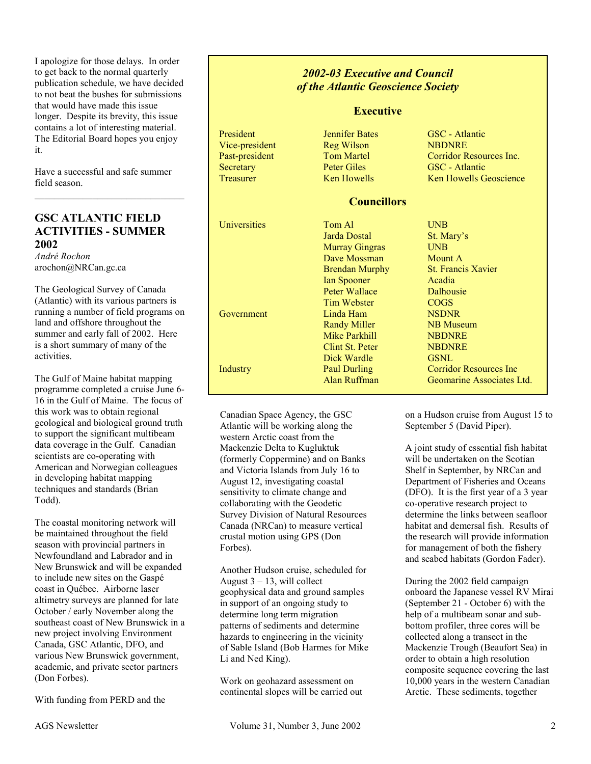I apologize for those delays. In order to get back to the normal quarterly publication schedule, we have decided to not beat the bushes for submissions that would have made this issue longer. Despite its brevity, this issue contains a lot of interesting material. The Editorial Board hopes you enjoy it.

Have a successful and safe summer field season.

---

## *2002-03 Executive and Council of the Atlantic Geoscience Society*

### Executive

| | | |
|---|---|---|
| President | Jennifer Bates | GSC - Atlantic |
| Vice-president | Reg Wilson | NBDNRE |
| Past-president | Tom Martel | Corridor Resources Inc. |
| Secretary | Peter Giles | GSC - Atlantic |
| Treasurer | Ken Howells | Ken Howells Geoscience |

### Councillors

| | | |
|---|---|---|
| Universities | Tom Al | UNB |
| | Jarda Dostal | St. Mary's |
| | Murray Gingras | UNB |
| | Dave Mossman | Mount A |
| | Brendan Murphy | St. Francis Xavier |
| | Ian Spooner | Acadia |
| | Peter Wallace | Dalhousie |
| | Tim Webster | COGS |
| Government | Linda Ham | NSDNR |
| | Randy Miller | NB Museum |
| | Mike Parkhill | NBDNRE |
| | Clint St. Peter | NBDNRE |
| | Dick Wardle | GSNL |
| Industry | Paul Durling | Corridor Resources Inc |
| | Alan Ruffman | Geomarine Associates Ltd. |

## GSC ATLANTIC FIELD ACTIVITIES - SUMMER 2002

*André Rochon*
arochon@NRCan.gc.ca

The Geological Survey of Canada (Atlantic) with its various partners is running a number of field programs on land and offshore throughout the summer and early fall of 2002. Here is a short summary of many of the activities.

The Gulf of Maine habitat mapping programme completed a cruise June 6-16 in the Gulf of Maine. The focus of this work was to obtain regional geological and biological ground truth to support the significant multibeam data coverage in the Gulf. Canadian scientists are co-operating with American and Norwegian colleagues in developing habitat mapping techniques and standards (Brian Todd).

The coastal monitoring network will be maintained throughout the field season with provincial partners in Newfoundland and Labrador and in New Brunswick and will be expanded to include new sites on the Gaspé coast in Québec. Airborne laser altimetry surveys are planned for late October / early November along the southeast coast of New Brunswick in a new project involving Environment Canada, GSC Atlantic, DFO, and various New Brunswick government, academic, and private sector partners (Don Forbes).

With funding from PERD and the Canadian Space Agency, the GSC Atlantic will be working along the western Arctic coast from the Mackenzie Delta to Kugluktuk (formerly Coppermine) and on Banks and Victoria Islands from July 16 to August 12, investigating coastal sensitivity to climate change and collaborating with the Geodetic Survey Division of Natural Resources Canada (NRCan) to measure vertical crustal motion using GPS (Don Forbes).

Another Hudson cruise, scheduled for August 3 – 13, will collect geophysical data and ground samples in support of an ongoing study to determine long term migration patterns of sediments and determine hazards to engineering in the vicinity of Sable Island (Bob Harmes for Mike Li and Ned King).

Work on geohazard assessment on continental slopes will be carried out on a Hudson cruise from August 15 to September 5 (David Piper).

A joint study of essential fish habitat will be undertaken on the Scotian Shelf in September, by NRCan and Department of Fisheries and Oceans (DFO). It is the first year of a 3 year co-operative research project to determine the links between seafloor habitat and demersal fish. Results of the research will provide information for management of both the fishery and seabed habitats (Gordon Fader).

During the 2002 field campaign onboard the Japanese vessel RV Mirai (September 21 - October 6) with the help of a multibeam sonar and sub-bottom profiler, three cores will be collected along a transect in the Mackenzie Trough (Beaufort Sea) in order to obtain a high resolution composite sequence covering the last 10,000 years in the western Canadian Arctic. These sediments, together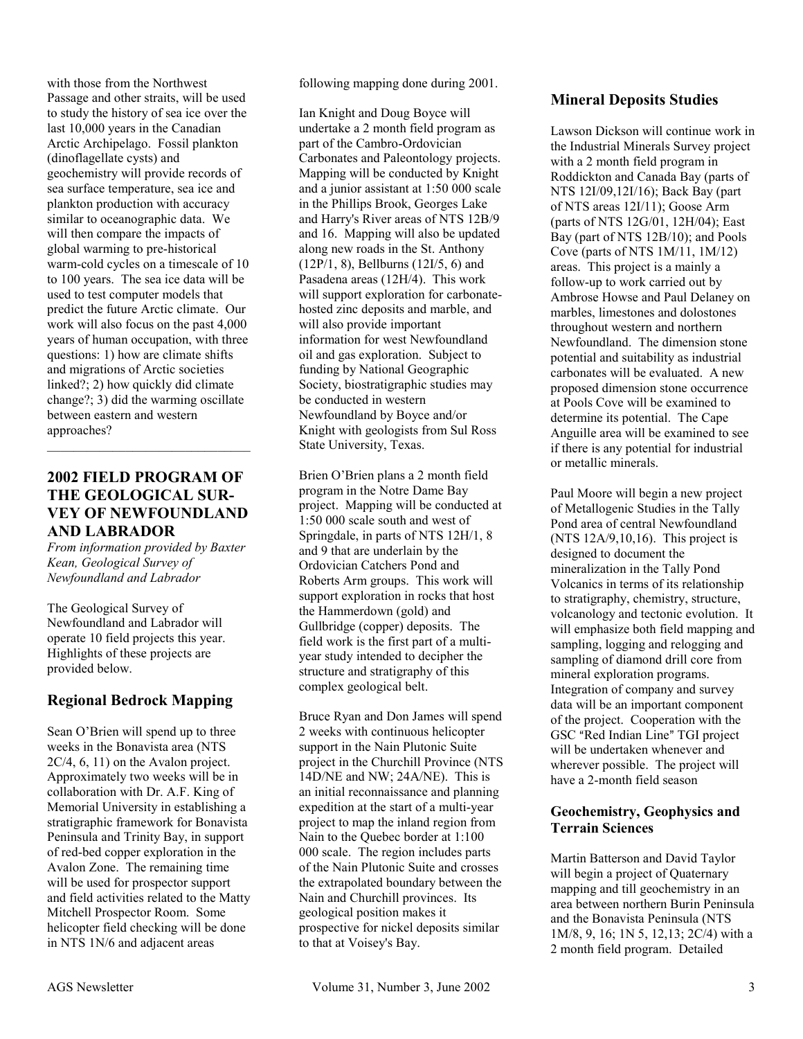with those from the Northwest Passage and other straits, will be used to study the history of sea ice over the last 10,000 years in the Canadian Arctic Archipelago. Fossil plankton (dinoflagellate cysts) and geochemistry will provide records of sea surface temperature, sea ice and plankton production with accuracy similar to oceanographic data. We will then compare the impacts of global warming to pre-historical warm-cold cycles on a timescale of 10 to 100 years. The sea ice data will be used to test computer models that predict the future Arctic climate. Our work will also focus on the past 4,000 years of human occupation, with three questions: 1) how are climate shifts and migrations of Arctic societies linked?; 2) how quickly did climate change?; 3) did the warming oscillate between eastern and western approaches?

---

## 2002 FIELD PROGRAM OF THE GEOLOGICAL SURVEY OF NEWFOUNDLAND AND LABRADOR

*From information provided by Baxter Kean, Geological Survey of Newfoundland and Labrador*

The Geological Survey of Newfoundland and Labrador will operate 10 field projects this year. Highlights of these projects are provided below.

### Regional Bedrock Mapping

Sean O'Brien will spend up to three weeks in the Bonavista area (NTS 2C/4, 6, 11) on the Avalon project. Approximately two weeks will be in collaboration with Dr. A.F. King of Memorial University in establishing a stratigraphic framework for Bonavista Peninsula and Trinity Bay, in support of red-bed copper exploration in the Avalon Zone. The remaining time will be used for prospector support and field activities related to the Matty Mitchell Prospector Room. Some helicopter field checking will be done in NTS 1N/6 and adjacent areas following mapping done during 2001.

Ian Knight and Doug Boyce will undertake a 2 month field program as part of the Cambro-Ordovician Carbonates and Paleontology projects. Mapping will be conducted by Knight and a junior assistant at 1:50 000 scale in the Phillips Brook, Georges Lake and Harry's River areas of NTS 12B/9 and 16. Mapping will also be updated along new roads in the St. Anthony (12P/1, 8), Bellburns (12I/5, 6) and Pasadena areas (12H/4). This work will support exploration for carbonate-hosted zinc deposits and marble, and will also provide important information for west Newfoundland oil and gas exploration. Subject to funding by National Geographic Society, biostratigraphic studies may be conducted in western Newfoundland by Boyce and/or Knight with geologists from Sul Ross State University, Texas.

Brien O'Brien plans a 2 month field program in the Notre Dame Bay project. Mapping will be conducted at 1:50 000 scale south and west of Springdale, in parts of NTS 12H/1, 8 and 9 that are underlain by the Ordovician Catchers Pond and Roberts Arm groups. This work will support exploration in rocks that host the Hammerdown (gold) and Gullbridge (copper) deposits. The field work is the first part of a multi-year study intended to decipher the structure and stratigraphy of this complex geological belt.

Bruce Ryan and Don James will spend 2 weeks with continuous helicopter support in the Nain Plutonic Suite project in the Churchill Province (NTS 14D/NE and NW; 24A/NE). This is an initial reconnaissance and planning expedition at the start of a multi-year project to map the inland region from Nain to the Quebec border at 1:100 000 scale. The region includes parts of the Nain Plutonic Suite and crosses the extrapolated boundary between the Nain and Churchill provinces. Its geological position makes it prospective for nickel deposits similar to that at Voisey's Bay.

### Mineral Deposits Studies

Lawson Dickson will continue work in the Industrial Minerals Survey project with a 2 month field program in Roddickton and Canada Bay (parts of NTS 12I/09,12I/16); Back Bay (part of NTS areas 12I/11); Goose Arm (parts of NTS 12G/01, 12H/04); East Bay (part of NTS 12B/10); and Pools Cove (parts of NTS 1M/11, 1M/12) areas. This project is a mainly a follow-up to work carried out by Ambrose Howse and Paul Delaney on marbles, limestones and dolostones throughout western and northern Newfoundland. The dimension stone potential and suitability as industrial carbonates will be evaluated. A new proposed dimension stone occurrence at Pools Cove will be examined to determine its potential. The Cape Anguille area will be examined to see if there is any potential for industrial or metallic minerals.

Paul Moore will begin a new project of Metallogenic Studies in the Tally Pond area of central Newfoundland (NTS 12A/9,10,16). This project is designed to document the mineralization in the Tally Pond Volcanics in terms of its relationship to stratigraphy, chemistry, structure, volcanology and tectonic evolution. It will emphasize both field mapping and sampling, logging and relogging and sampling of diamond drill core from mineral exploration programs. Integration of company and survey data will be an important component of the project. Cooperation with the GSC "Red Indian Line" TGI project will be undertaken whenever and wherever possible. The project will have a 2-month field season

#### Geochemistry, Geophysics and Terrain Sciences

Martin Batterson and David Taylor will begin a project of Quaternary mapping and till geochemistry in an area between northern Burin Peninsula and the Bonavista Peninsula (NTS 1M/8, 9, 16; 1N 5, 12,13; 2C/4) with a 2 month field program. Detailed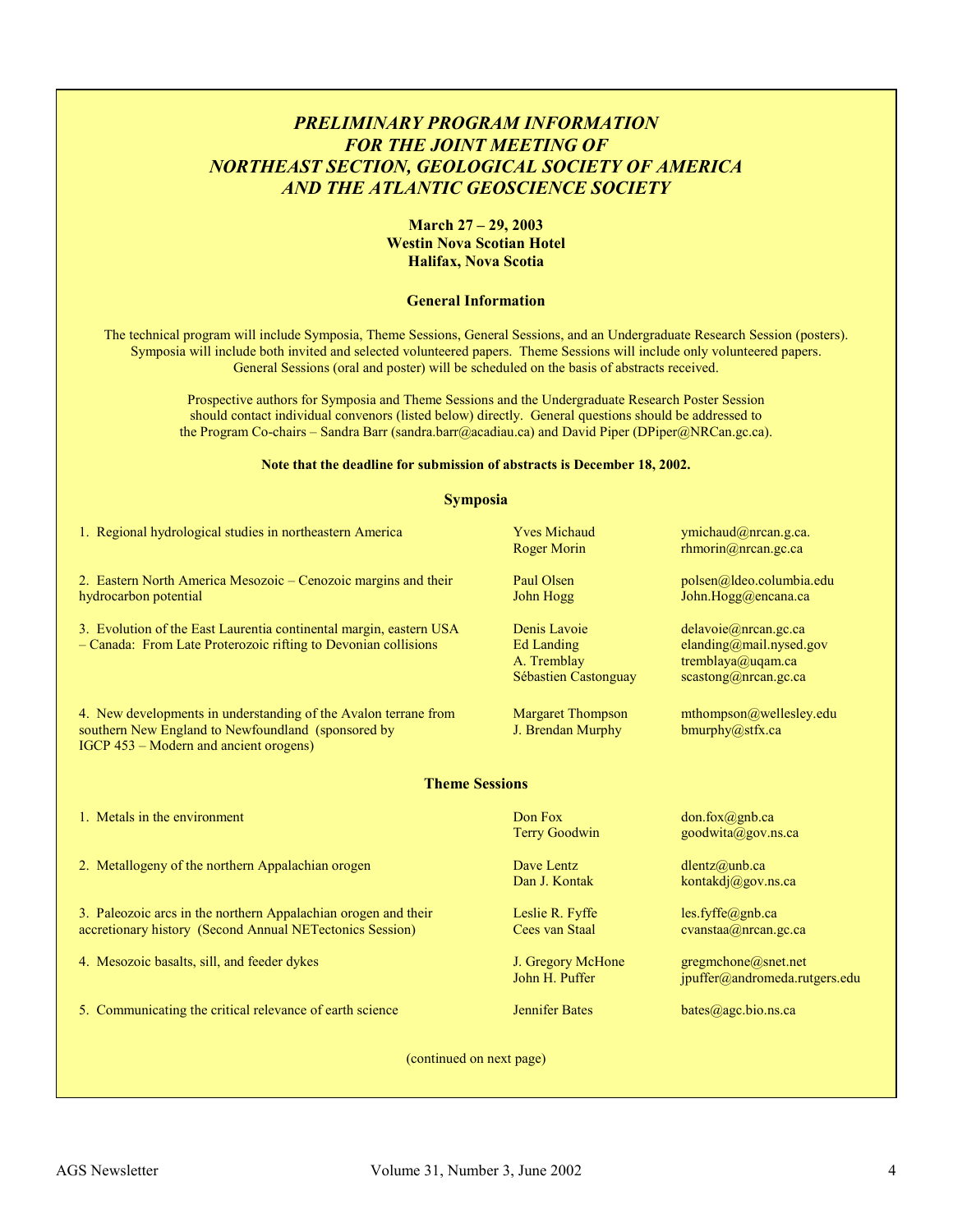# *PRELIMINARY PROGRAM INFORMATION FOR THE JOINT MEETING OF NORTHEAST SECTION, GEOLOGICAL SOCIETY OF AMERICA AND THE ATLANTIC GEOSCIENCE SOCIETY*

**March 27 – 29, 2003**
**Westin Nova Scotian Hotel**
**Halifax, Nova Scotia**

## General Information

The technical program will include Symposia, Theme Sessions, General Sessions, and an Undergraduate Research Session (posters). Symposia will include both invited and selected volunteered papers. Theme Sessions will include only volunteered papers. General Sessions (oral and poster) will be scheduled on the basis of abstracts received.

Prospective authors for Symposia and Theme Sessions and the Undergraduate Research Poster Session should contact individual convenors (listed below) directly. General questions should be addressed to the Program Co-chairs – Sandra Barr (sandra.barr@acadiau.ca) and David Piper (DPiper@NRCan.gc.ca).

**Note that the deadline for submission of abstracts is December 18, 2002.**

## Symposia

| Session | Convenors | Email |
|---|---|---|
| 1. Regional hydrological studies in northeastern America | Yves Michaud<br>Roger Morin | ymichaud@nrcan.g.ca.<br>rhmorin@nrcan.gc.ca |
| 2. Eastern North America Mesozoic – Cenozoic margins and their hydrocarbon potential | Paul Olsen<br>John Hogg | polsen@ldeo.columbia.edu<br>John.Hogg@encana.ca |
| 3. Evolution of the East Laurentia continental margin, eastern USA – Canada: From Late Proterozoic rifting to Devonian collisions | Denis Lavoie<br>Ed Landing<br>A. Tremblay<br>Sébastien Castonguay | delavoie@nrcan.gc.ca<br>elanding@mail.nysed.gov<br>tremblaya@uqam.ca<br>scastong@nrcan.gc.ca |
| 4. New developments in understanding of the Avalon terrane from southern New England to Newfoundland (sponsored by IGCP 453 – Modern and ancient orogens) | Margaret Thompson<br>J. Brendan Murphy | mthompson@wellesley.edu<br>bmurphy@stfx.ca |

## Theme Sessions

| Session | Convenors | Email |
|---|---|---|
| 1. Metals in the environment | Don Fox<br>Terry Goodwin | don.fox@gnb.ca<br>goodwita@gov.ns.ca |
| 2. Metallogeny of the northern Appalachian orogen | Dave Lentz<br>Dan J. Kontak | dlentz@unb.ca<br>kontakdj@gov.ns.ca |
| 3. Paleozoic arcs in the northern Appalachian orogen and their accretionary history (Second Annual NETectonics Session) | Leslie R. Fyffe<br>Cees van Staal | les.fyffe@gnb.ca<br>cvanstaa@nrcan.gc.ca |
| 4. Mesozoic basalts, sill, and feeder dykes | J. Gregory McHone<br>John H. Puffer | gregmchone@snet.net<br>jpuffer@andromeda.rutgers.edu |
| 5. Communicating the critical relevance of earth science | Jennifer Bates | bates@agc.bio.ns.ca |

(continued on next page)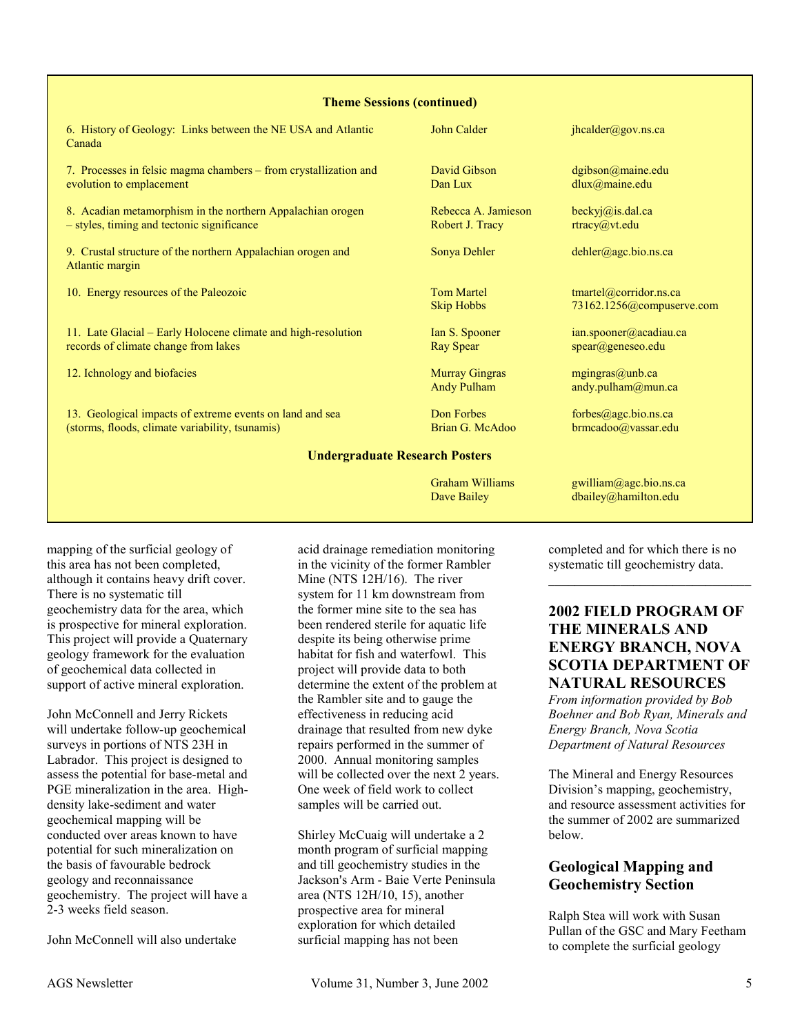**Theme Sessions (continued)**

| Session | Convener(s) | Email |
| --- | --- | --- |
| 6. History of Geology: Links between the NE USA and Atlantic Canada | John Calder | jhcalder@gov.ns.ca |
| 7. Processes in felsic magma chambers – from crystallization and evolution to emplacement | David Gibson<br>Dan Lux | dgibson@maine.edu<br>dlux@maine.edu |
| 8. Acadian metamorphism in the northern Appalachian orogen – styles, timing and tectonic significance | Rebecca A. Jamieson<br>Robert J. Tracy | beckyj@is.dal.ca<br>rtracy@vt.edu |
| 9. Crustal structure of the northern Appalachian orogen and Atlantic margin | Sonya Dehler | dehler@agc.bio.ns.ca |
| 10. Energy resources of the Paleozoic | Tom Martel<br>Skip Hobbs | tmartel@corridor.ns.ca<br>73162.1256@compuserve.com |
| 11. Late Glacial – Early Holocene climate and high-resolution records of climate change from lakes | Ian S. Spooner<br>Ray Spear | ian.spooner@acadiau.ca<br>spear@geneseo.edu |
| 12. Ichnology and biofacies | Murray Gingras<br>Andy Pulham | mgingras@unb.ca<br>andy.pulham@mun.ca |
| 13. Geological impacts of extreme events on land and sea (storms, floods, climate variability, tsunamis) | Don Forbes<br>Brian G. McAdoo | forbes@agc.bio.ns.ca<br>brmcadoo@vassar.edu |
| **Undergraduate Research Posters** | Graham Williams<br>Dave Bailey | gwilliam@agc.bio.ns.ca<br>dbailey@hamilton.edu |

mapping of the surficial geology of this area has not been completed, although it contains heavy drift cover. There is no systematic till geochemistry data for the area, which is prospective for mineral exploration. This project will provide a Quaternary geology framework for the evaluation of geochemical data collected in support of active mineral exploration.

John McConnell and Jerry Rickets will undertake follow-up geochemical surveys in portions of NTS 23H in Labrador. This project is designed to assess the potential for base-metal and PGE mineralization in the area. High-density lake-sediment and water geochemical mapping will be conducted over areas known to have potential for such mineralization on the basis of favourable bedrock geology and reconnaissance geochemistry. The project will have a 2-3 weeks field season.

John McConnell will also undertake acid drainage remediation monitoring in the vicinity of the former Rambler Mine (NTS 12H/16). The river system for 11 km downstream from the former mine site to the sea has been rendered sterile for aquatic life despite its being otherwise prime habitat for fish and waterfowl. This project will provide data to both determine the extent of the problem at the Rambler site and to gauge the effectiveness in reducing acid drainage that resulted from new dyke repairs performed in the summer of 2000. Annual monitoring samples will be collected over the next 2 years. One week of field work to collect samples will be carried out.

Shirley McCuaig will undertake a 2 month program of surficial mapping and till geochemistry studies in the Jackson's Arm - Baie Verte Peninsula area (NTS 12H/10, 15), another prospective area for mineral exploration for which detailed surficial mapping has not been completed and for which there is no systematic till geochemistry data.

---

## 2002 FIELD PROGRAM OF THE MINERALS AND ENERGY BRANCH, NOVA SCOTIA DEPARTMENT OF NATURAL RESOURCES

*From information provided by Bob Boehner and Bob Ryan, Minerals and Energy Branch, Nova Scotia Department of Natural Resources*

The Mineral and Energy Resources Division's mapping, geochemistry, and resource assessment activities for the summer of 2002 are summarized below.

### Geological Mapping and Geochemistry Section

Ralph Stea will work with Susan Pullan of the GSC and Mary Feetham to complete the surficial geology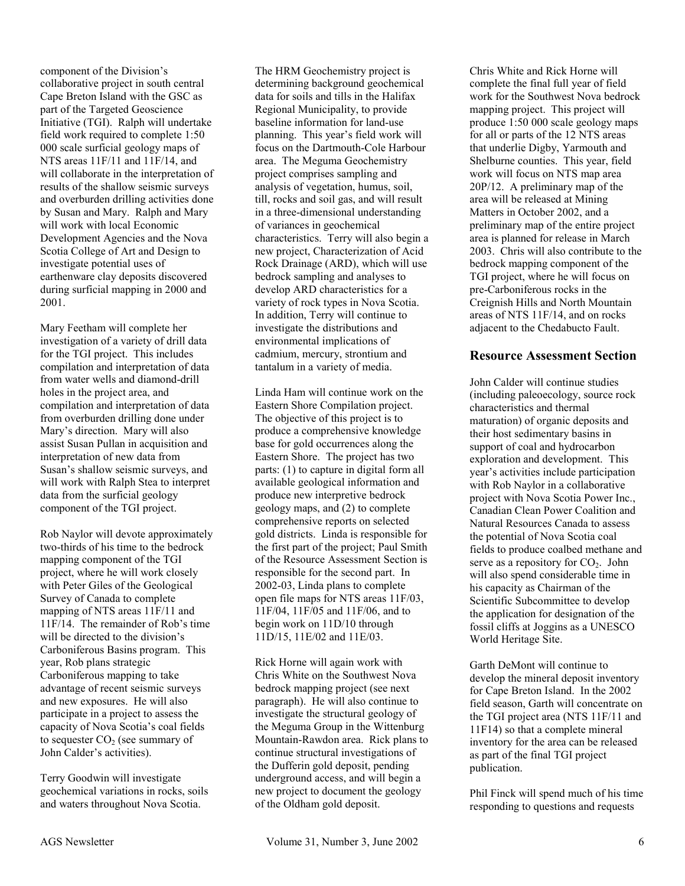component of the Division's collaborative project in south central Cape Breton Island with the GSC as part of the Targeted Geoscience Initiative (TGI). Ralph will undertake field work required to complete 1:50 000 scale surficial geology maps of NTS areas 11F/11 and 11F/14, and will collaborate in the interpretation of results of the shallow seismic surveys and overburden drilling activities done by Susan and Mary. Ralph and Mary will work with local Economic Development Agencies and the Nova Scotia College of Art and Design to investigate potential uses of earthenware clay deposits discovered during surficial mapping in 2000 and 2001.

Mary Feetham will complete her investigation of a variety of drill data for the TGI project. This includes compilation and interpretation of data from water wells and diamond-drill holes in the project area, and compilation and interpretation of data from overburden drilling done under Mary's direction. Mary will also assist Susan Pullan in acquisition and interpretation of new data from Susan's shallow seismic surveys, and will work with Ralph Stea to interpret data from the surficial geology component of the TGI project.

Rob Naylor will devote approximately two-thirds of his time to the bedrock mapping component of the TGI project, where he will work closely with Peter Giles of the Geological Survey of Canada to complete mapping of NTS areas 11F/11 and 11F/14. The remainder of Rob's time will be directed to the division's Carboniferous Basins program. This year, Rob plans strategic Carboniferous mapping to take advantage of recent seismic surveys and new exposures. He will also participate in a project to assess the capacity of Nova Scotia's coal fields to sequester $CO_2$ (see summary of John Calder's activities).

Terry Goodwin will investigate geochemical variations in rocks, soils and waters throughout Nova Scotia. The HRM Geochemistry project is determining background geochemical data for soils and tills in the Halifax Regional Municipality, to provide baseline information for land-use planning. This year's field work will focus on the Dartmouth-Cole Harbour area. The Meguma Geochemistry project comprises sampling and analysis of vegetation, humus, soil, till, rocks and soil gas, and will result in a three-dimensional understanding of variances in geochemical characteristics. Terry will also begin a new project, Characterization of Acid Rock Drainage (ARD), which will use bedrock sampling and analyses to develop ARD characteristics for a variety of rock types in Nova Scotia. In addition, Terry will continue to investigate the distributions and environmental implications of cadmium, mercury, strontium and tantalum in a variety of media.

Linda Ham will continue work on the Eastern Shore Compilation project. The objective of this project is to produce a comprehensive knowledge base for gold occurrences along the Eastern Shore. The project has two parts: (1) to capture in digital form all available geological information and produce new interpretive bedrock geology maps, and (2) to complete comprehensive reports on selected gold districts. Linda is responsible for the first part of the project; Paul Smith of the Resource Assessment Section is responsible for the second part. In 2002-03, Linda plans to complete open file maps for NTS areas 11F/03, 11F/04, 11F/05 and 11F/06, and to begin work on 11D/10 through 11D/15, 11E/02 and 11E/03.

Rick Horne will again work with Chris White on the Southwest Nova bedrock mapping project (see next paragraph). He will also continue to investigate the structural geology of the Meguma Group in the Wittenburg Mountain-Rawdon area. Rick plans to continue structural investigations of the Dufferin gold deposit, pending underground access, and will begin a new project to document the geology of the Oldham gold deposit.

Chris White and Rick Horne will complete the final full year of field work for the Southwest Nova bedrock mapping project. This project will produce 1:50 000 scale geology maps for all or parts of the 12 NTS areas that underlie Digby, Yarmouth and Shelburne counties. This year, field work will focus on NTS map area 20P/12. A preliminary map of the area will be released at Mining Matters in October 2002, and a preliminary map of the entire project area is planned for release in March 2003. Chris will also contribute to the bedrock mapping component of the TGI project, where he will focus on pre-Carboniferous rocks in the Creignish Hills and North Mountain areas of NTS 11F/14, and on rocks adjacent to the Chedabucto Fault.

## Resource Assessment Section

John Calder will continue studies (including paleoecology, source rock characteristics and thermal maturation) of organic deposits and their host sedimentary basins in support of coal and hydrocarbon exploration and development. This year's activities include participation with Rob Naylor in a collaborative project with Nova Scotia Power Inc., Canadian Clean Power Coalition and Natural Resources Canada to assess the potential of Nova Scotia coal fields to produce coalbed methane and serve as a repository for $CO_2$. John will also spend considerable time in his capacity as Chairman of the Scientific Subcommittee to develop the application for designation of the fossil cliffs at Joggins as a UNESCO World Heritage Site.

Garth DeMont will continue to develop the mineral deposit inventory for Cape Breton Island. In the 2002 field season, Garth will concentrate on the TGI project area (NTS 11F/11 and 11F14) so that a complete mineral inventory for the area can be released as part of the final TGI project publication.

Phil Finck will spend much of his time responding to questions and requests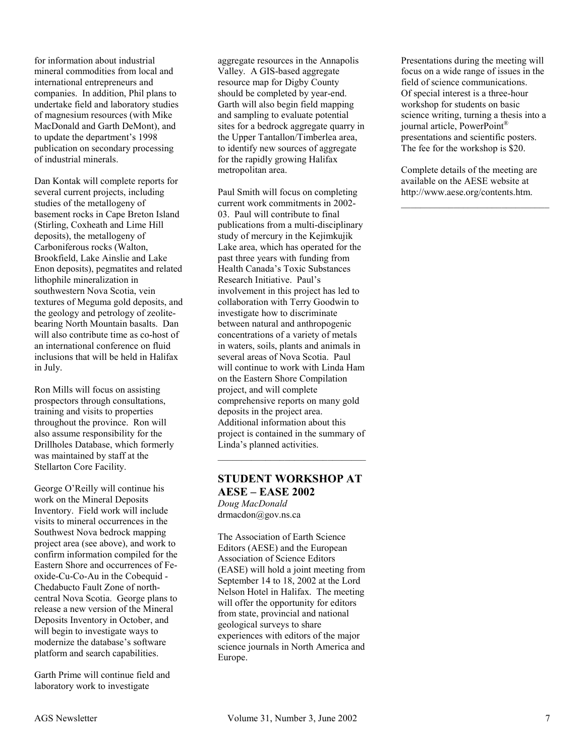for information about industrial mineral commodities from local and international entrepreneurs and companies. In addition, Phil plans to undertake field and laboratory studies of magnesium resources (with Mike MacDonald and Garth DeMont), and to update the department's 1998 publication on secondary processing of industrial minerals.

Dan Kontak will complete reports for several current projects, including studies of the metallogeny of basement rocks in Cape Breton Island (Stirling, Coxheath and Lime Hill deposits), the metallogeny of Carboniferous rocks (Walton, Brookfield, Lake Ainslie and Lake Enon deposits), pegmatites and related lithophile mineralization in southwestern Nova Scotia, vein textures of Meguma gold deposits, and the geology and petrology of zeolite-bearing North Mountain basalts. Dan will also contribute time as co-host of an international conference on fluid inclusions that will be held in Halifax in July.

Ron Mills will focus on assisting prospectors through consultations, training and visits to properties throughout the province. Ron will also assume responsibility for the Drillholes Database, which formerly was maintained by staff at the Stellarton Core Facility.

George O'Reilly will continue his work on the Mineral Deposits Inventory. Field work will include visits to mineral occurrences in the Southwest Nova bedrock mapping project area (see above), and work to confirm information compiled for the Eastern Shore and occurrences of Fe-oxide-Cu-Co-Au in the Cobequid - Chedabucto Fault Zone of north-central Nova Scotia. George plans to release a new version of the Mineral Deposits Inventory in October, and will begin to investigate ways to modernize the database's software platform and search capabilities.

Garth Prime will continue field and laboratory work to investigate aggregate resources in the Annapolis Valley. A GIS-based aggregate resource map for Digby County should be completed by year-end. Garth will also begin field mapping and sampling to evaluate potential sites for a bedrock aggregate quarry in the Upper Tantallon/Timberlea area, to identify new sources of aggregate for the rapidly growing Halifax metropolitan area.

Paul Smith will focus on completing current work commitments in 2002-03. Paul will contribute to final publications from a multi-disciplinary study of mercury in the Kejimkujik Lake area, which has operated for the past three years with funding from Health Canada's Toxic Substances Research Initiative. Paul's involvement in this project has led to collaboration with Terry Goodwin to investigate how to discriminate between natural and anthropogenic concentrations of a variety of metals in waters, soils, plants and animals in several areas of Nova Scotia. Paul will continue to work with Linda Ham on the Eastern Shore Compilation project, and will complete comprehensive reports on many gold deposits in the project area. Additional information about this project is contained in the summary of Linda's planned activities.

---

## STUDENT WORKSHOP AT AESE – EASE 2002

*Doug MacDonald*
drmacdon@gov.ns.ca

The Association of Earth Science Editors (AESE) and the European Association of Science Editors (EASE) will hold a joint meeting from September 14 to 18, 2002 at the Lord Nelson Hotel in Halifax. The meeting will offer the opportunity for editors from state, provincial and national geological surveys to share experiences with editors of the major science journals in North America and Europe.

Presentations during the meeting will focus on a wide range of issues in the field of science communications. Of special interest is a three-hour workshop for students on basic science writing, turning a thesis into a journal article, PowerPoint® presentations and scientific posters. The fee for the workshop is $20.

Complete details of the meeting are available on the AESE website at http://www.aese.org/contents.htm.

---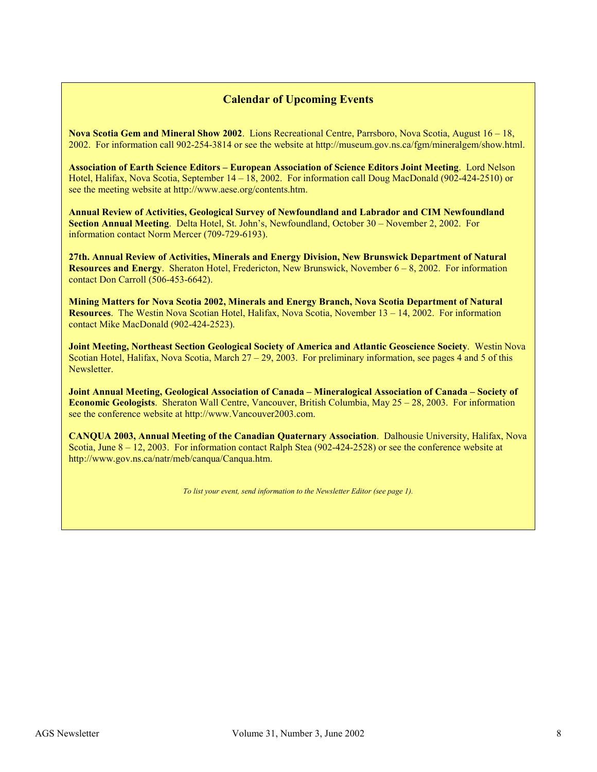## Calendar of Upcoming Events

**Nova Scotia Gem and Mineral Show 2002**. Lions Recreational Centre, Parrsboro, Nova Scotia, August 16 – 18, 2002. For information call 902-254-3814 or see the website at http://museum.gov.ns.ca/fgm/mineralgem/show.html.

**Association of Earth Science Editors – European Association of Science Editors Joint Meeting**. Lord Nelson Hotel, Halifax, Nova Scotia, September 14 – 18, 2002. For information call Doug MacDonald (902-424-2510) or see the meeting website at http://www.aese.org/contents.htm.

**Annual Review of Activities, Geological Survey of Newfoundland and Labrador and CIM Newfoundland Section Annual Meeting**. Delta Hotel, St. John's, Newfoundland, October 30 – November 2, 2002. For information contact Norm Mercer (709-729-6193).

**27th. Annual Review of Activities, Minerals and Energy Division, New Brunswick Department of Natural Resources and Energy**. Sheraton Hotel, Fredericton, New Brunswick, November 6 – 8, 2002. For information contact Don Carroll (506-453-6642).

**Mining Matters for Nova Scotia 2002, Minerals and Energy Branch, Nova Scotia Department of Natural Resources**. The Westin Nova Scotian Hotel, Halifax, Nova Scotia, November 13 – 14, 2002. For information contact Mike MacDonald (902-424-2523).

**Joint Meeting, Northeast Section Geological Society of America and Atlantic Geoscience Society**. Westin Nova Scotian Hotel, Halifax, Nova Scotia, March 27 – 29, 2003. For preliminary information, see pages 4 and 5 of this Newsletter.

**Joint Annual Meeting, Geological Association of Canada – Mineralogical Association of Canada – Society of Economic Geologists**. Sheraton Wall Centre, Vancouver, British Columbia, May 25 – 28, 2003. For information see the conference website at http://www.Vancouver2003.com.

**CANQUA 2003, Annual Meeting of the Canadian Quaternary Association**. Dalhousie University, Halifax, Nova Scotia, June 8 – 12, 2003. For information contact Ralph Stea (902-424-2528) or see the conference website at http://www.gov.ns.ca/natr/meb/canqua/Canqua.htm.

*To list your event, send information to the Newsletter Editor (see page 1).*